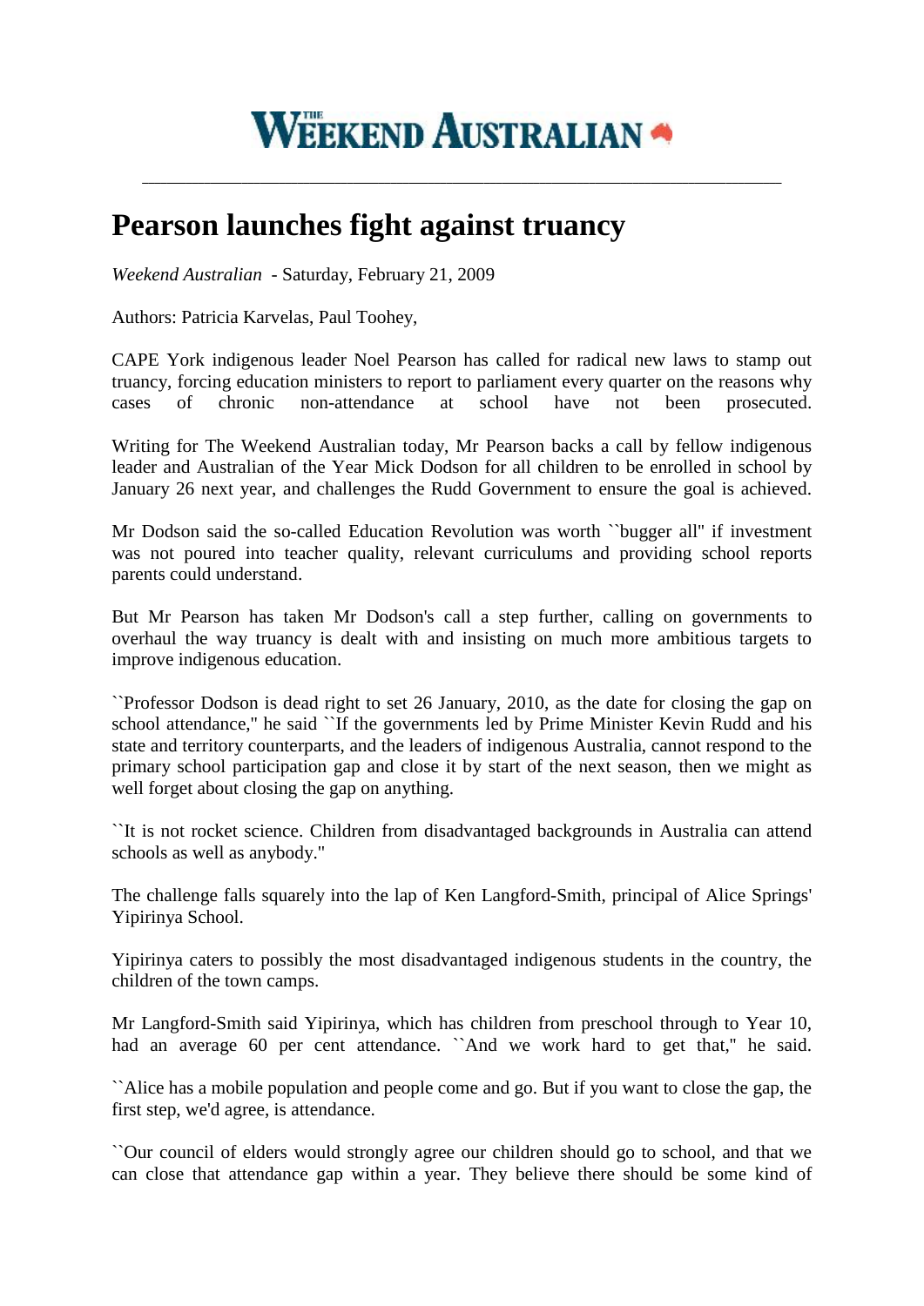# THE WEEKEND AUSTRALIAN

---

# Pearson launches fight against truancy

*Weekend Australian* - Saturday, February 21, 2009

Authors: Patricia Karvelas, Paul Toohey,

CAPE York indigenous leader Noel Pearson has called for radical new laws to stamp out truancy, forcing education ministers to report to parliament every quarter on the reasons why cases of chronic non-attendance at school have not been prosecuted.

Writing for The Weekend Australian today, Mr Pearson backs a call by fellow indigenous leader and Australian of the Year Mick Dodson for all children to be enrolled in school by January 26 next year, and challenges the Rudd Government to ensure the goal is achieved.

Mr Dodson said the so-called Education Revolution was worth ``bugger all'' if investment was not poured into teacher quality, relevant curriculums and providing school reports parents could understand.

But Mr Pearson has taken Mr Dodson's call a step further, calling on governments to overhaul the way truancy is dealt with and insisting on much more ambitious targets to improve indigenous education.

``Professor Dodson is dead right to set 26 January, 2010, as the date for closing the gap on school attendance,'' he said ``If the governments led by Prime Minister Kevin Rudd and his state and territory counterparts, and the leaders of indigenous Australia, cannot respond to the primary school participation gap and close it by start of the next season, then we might as well forget about closing the gap on anything.

``It is not rocket science. Children from disadvantaged backgrounds in Australia can attend schools as well as anybody.''

The challenge falls squarely into the lap of Ken Langford-Smith, principal of Alice Springs' Yipirinya School.

Yipirinya caters to possibly the most disadvantaged indigenous students in the country, the children of the town camps.

Mr Langford-Smith said Yipirinya, which has children from preschool through to Year 10, had an average 60 per cent attendance. ``And we work hard to get that,'' he said.

``Alice has a mobile population and people come and go. But if you want to close the gap, the first step, we'd agree, is attendance.

``Our council of elders would strongly agree our children should go to school, and that we can close that attendance gap within a year. They believe there should be some kind of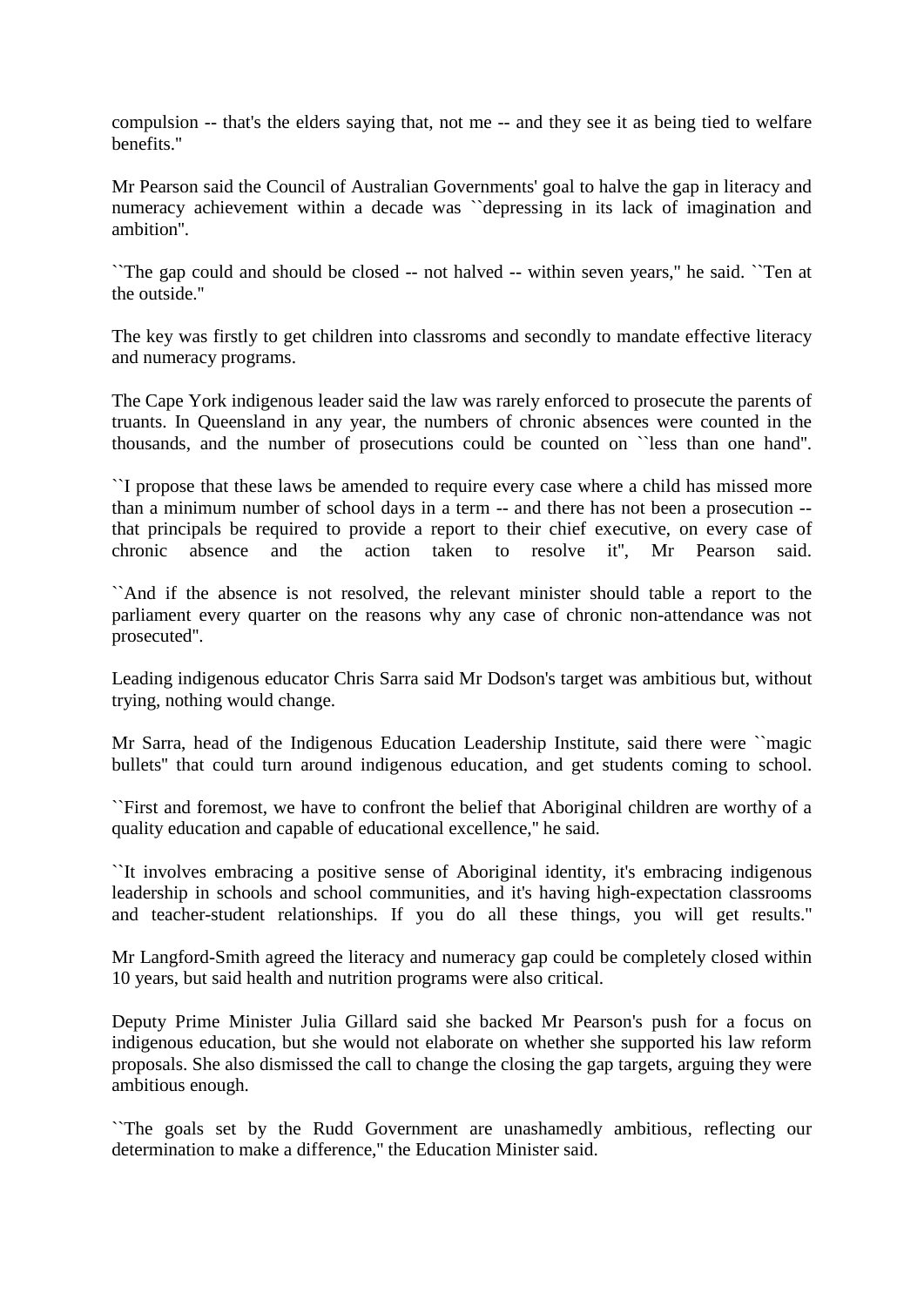compulsion -- that's the elders saying that, not me -- and they see it as being tied to welfare benefits."

Mr Pearson said the Council of Australian Governments' goal to halve the gap in literacy and numeracy achievement within a decade was ``depressing in its lack of imagination and ambition".

``The gap could and should be closed -- not halved -- within seven years," he said. ``Ten at the outside."

The key was firstly to get children into classroms and secondly to mandate effective literacy and numeracy programs.

The Cape York indigenous leader said the law was rarely enforced to prosecute the parents of truants. In Queensland in any year, the numbers of chronic absences were counted in the thousands, and the number of prosecutions could be counted on ``less than one hand".

``I propose that these laws be amended to require every case where a child has missed more than a minimum number of school days in a term -- and there has not been a prosecution -- that principals be required to provide a report to their chief executive, on every case of chronic absence and the action taken to resolve it", Mr Pearson said.

``And if the absence is not resolved, the relevant minister should table a report to the parliament every quarter on the reasons why any case of chronic non-attendance was not prosecuted".

Leading indigenous educator Chris Sarra said Mr Dodson's target was ambitious but, without trying, nothing would change.

Mr Sarra, head of the Indigenous Education Leadership Institute, said there were ``magic bullets" that could turn around indigenous education, and get students coming to school.

``First and foremost, we have to confront the belief that Aboriginal children are worthy of a quality education and capable of educational excellence," he said.

``It involves embracing a positive sense of Aboriginal identity, it's embracing indigenous leadership in schools and school communities, and it's having high-expectation classrooms and teacher-student relationships. If you do all these things, you will get results."

Mr Langford-Smith agreed the literacy and numeracy gap could be completely closed within 10 years, but said health and nutrition programs were also critical.

Deputy Prime Minister Julia Gillard said she backed Mr Pearson's push for a focus on indigenous education, but she would not elaborate on whether she supported his law reform proposals. She also dismissed the call to change the closing the gap targets, arguing they were ambitious enough.

``The goals set by the Rudd Government are unashamedly ambitious, reflecting our determination to make a difference," the Education Minister said.